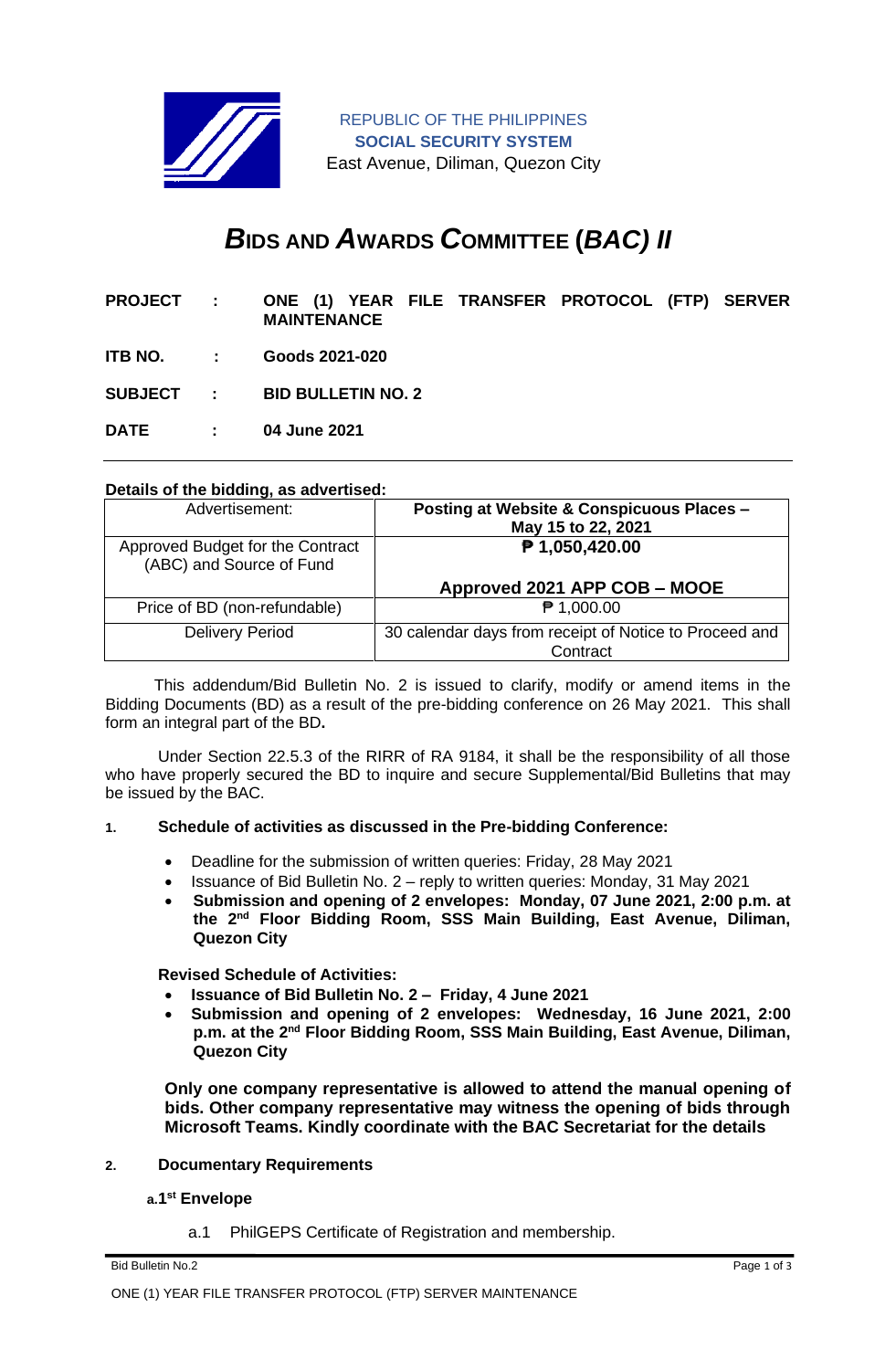REPUBLIC OF THE PHILIPPINES
**SOCIAL SECURITY SYSTEM**
East Avenue, Diliman, Quezon City

# ***B*IDS AND *A*WARDS *C*OMMITTEE (*BAC) II***

**PROJECT** : **ONE (1) YEAR FILE TRANSFER PROTOCOL (FTP) SERVER MAINTENANCE**

**ITB NO.** : **Goods 2021-020**

**SUBJECT** : **BID BULLETIN NO. 2**

**DATE** : **04 June 2021**

---

**Details of the bidding, as advertised:**

| Advertisement: | **Posting at Website & Conspicuous Places – May 15 to 22, 2021** |
|---|---|
| Approved Budget for the Contract (ABC) and Source of Fund | **₱ 1,050,420.00**<br><br>**Approved 2021 APP COB – MOOE** |
| Price of BD (non-refundable) | ₱ 1,000.00 |
| Delivery Period | 30 calendar days from receipt of Notice to Proceed and Contract |

This addendum/Bid Bulletin No. 2 is issued to clarify, modify or amend items in the Bidding Documents (BD) as a result of the pre-bidding conference on 26 May 2021. This shall form an integral part of the BD**.**

Under Section 22.5.3 of the RIRR of RA 9184, it shall be the responsibility of all those who have properly secured the BD to inquire and secure Supplemental/Bid Bulletins that may be issued by the BAC.

**1. Schedule of activities as discussed in the Pre-bidding Conference:**

- Deadline for the submission of written queries: Friday, 28 May 2021
- Issuance of Bid Bulletin No. 2 – reply to written queries: Monday, 31 May 2021
- **Submission and opening of 2 envelopes: Monday, 07 June 2021, 2:00 p.m. at the 2nd Floor Bidding Room, SSS Main Building, East Avenue, Diliman, Quezon City**

**Revised Schedule of Activities:**

- **Issuance of Bid Bulletin No. 2 – Friday, 4 June 2021**
- **Submission and opening of 2 envelopes: Wednesday, 16 June 2021, 2:00 p.m. at the 2nd Floor Bidding Room, SSS Main Building, East Avenue, Diliman, Quezon City**

**Only one company representative is allowed to attend the manual opening of bids. Other company representative may witness the opening of bids through Microsoft Teams. Kindly coordinate with the BAC Secretariat for the details**

**2. Documentary Requirements**

**a. 1st Envelope**

a.1 PhilGEPS Certificate of Registration and membership.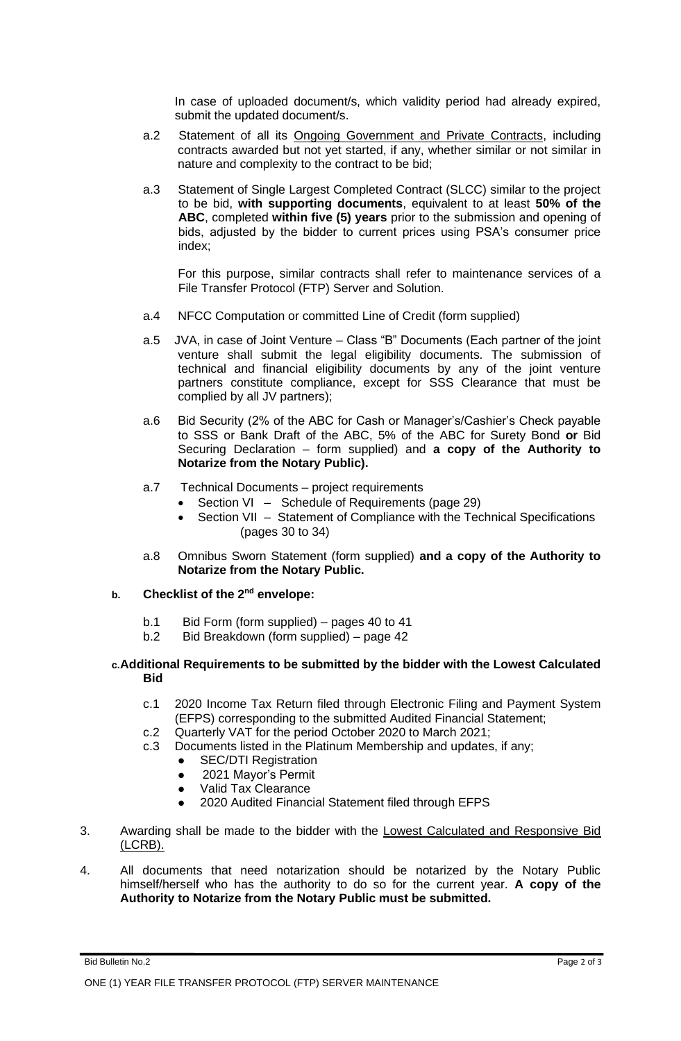In case of uploaded document/s, which validity period had already expired, submit the updated document/s.

a.2 Statement of all its Ongoing Government and Private Contracts, including contracts awarded but not yet started, if any, whether similar or not similar in nature and complexity to the contract to be bid;

a.3 Statement of Single Largest Completed Contract (SLCC) similar to the project to be bid, **with supporting documents**, equivalent to at least **50% of the ABC**, completed **within five (5) years** prior to the submission and opening of bids, adjusted by the bidder to current prices using PSA's consumer price index;

For this purpose, similar contracts shall refer to maintenance services of a File Transfer Protocol (FTP) Server and Solution.

a.4 NFCC Computation or committed Line of Credit (form supplied)

a.5 JVA, in case of Joint Venture – Class "B" Documents (Each partner of the joint venture shall submit the legal eligibility documents. The submission of technical and financial eligibility documents by any of the joint venture partners constitute compliance, except for SSS Clearance that must be complied by all JV partners);

a.6 Bid Security (2% of the ABC for Cash or Manager's/Cashier's Check payable to SSS or Bank Draft of the ABC, 5% of the ABC for Surety Bond **or** Bid Securing Declaration – form supplied) and **a copy of the Authority to Notarize from the Notary Public).**

a.7 Technical Documents – project requirements

- Section VI – Schedule of Requirements (page 29)
- Section VII – Statement of Compliance with the Technical Specifications (pages 30 to 34)

a.8 Omnibus Sworn Statement (form supplied) **and a copy of the Authority to Notarize from the Notary Public.**

**b. Checklist of the 2nd envelope:**

b.1 Bid Form (form supplied) – pages 40 to 41
b.2 Bid Breakdown (form supplied) – page 42

**c. Additional Requirements to be submitted by the bidder with the Lowest Calculated Bid**

c.1 2020 Income Tax Return filed through Electronic Filing and Payment System (EFPS) corresponding to the submitted Audited Financial Statement;
c.2 Quarterly VAT for the period October 2020 to March 2021;
c.3 Documents listed in the Platinum Membership and updates, if any;

- SEC/DTI Registration
- 2021 Mayor's Permit
- Valid Tax Clearance
- 2020 Audited Financial Statement filed through EFPS

3. Awarding shall be made to the bidder with the Lowest Calculated and Responsive Bid (LCRB).

4. All documents that need notarization should be notarized by the Notary Public himself/herself who has the authority to do so for the current year. **A copy of the Authority to Notarize from the Notary Public must be submitted.**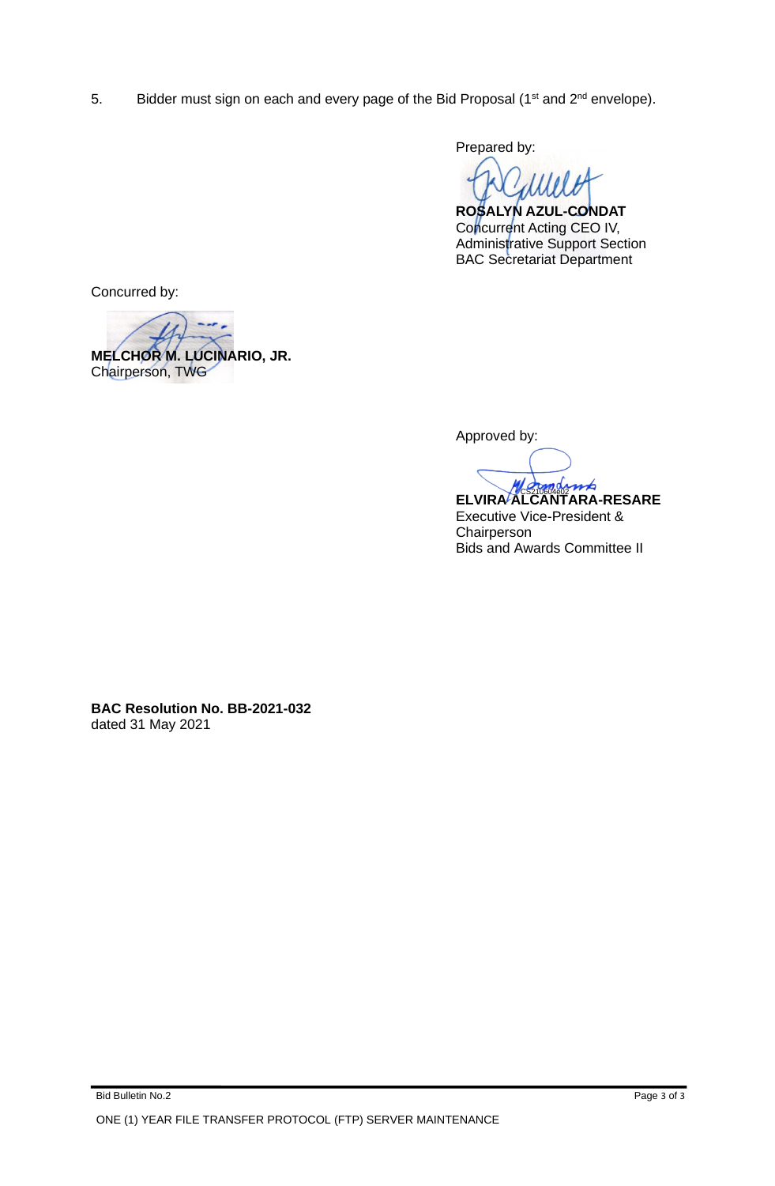5. Bidder must sign on each and every page of the Bid Proposal (1st and 2nd envelope).

Prepared by:

**ROSALYN AZUL-CONDAT**
Concurrent Acting CEO IV,
Administrative Support Section
BAC Secretariat Department

Concurred by:

**MELCHOR M. LUCINARIO, JR.**
Chairperson, TWG

Approved by:

CS210604602
**ELVIRA ALCANTARA-RESARE**
Executive Vice-President &
Chairperson
Bids and Awards Committee II

**BAC Resolution No. BB-2021-032**
dated 31 May 2021

Bid Bulletin No.2

ONE (1) YEAR FILE TRANSFER PROTOCOL (FTP) SERVER MAINTENANCE